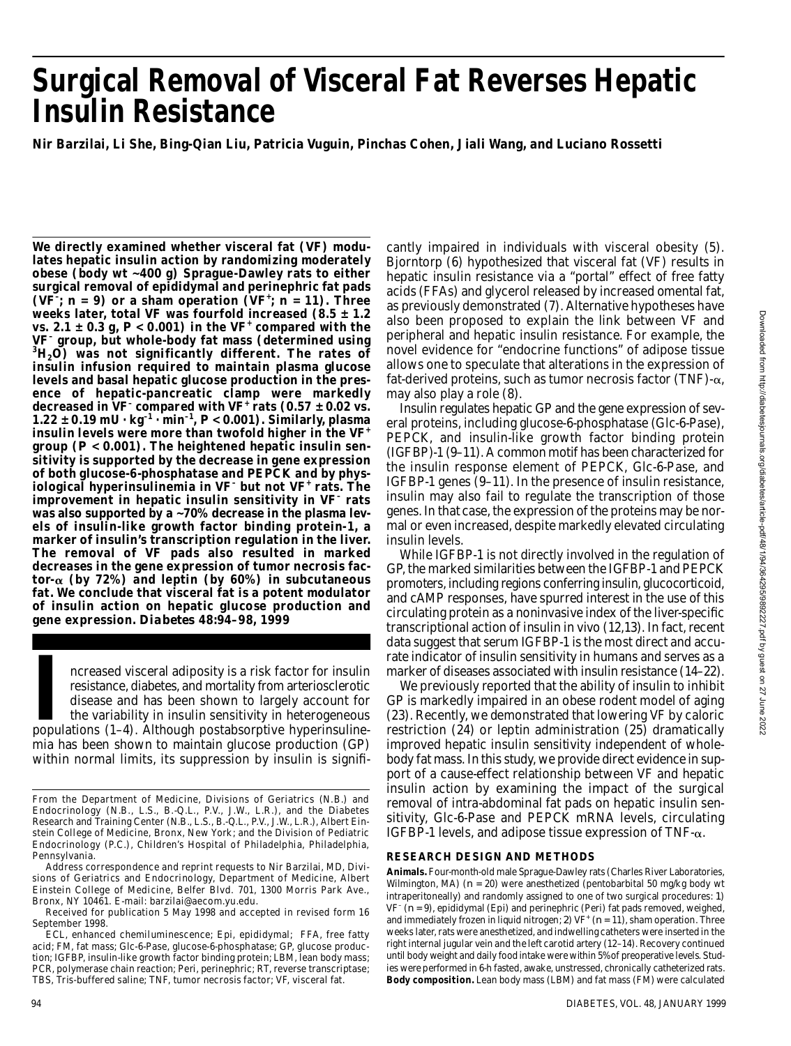# Surgical Removal of Visceral Fat Reverses Hepatic Insulin Resistance

**Nir Barzilai, Li She, Bing-Qian Liu, Patricia Vuguin, Pinchas Cohen, Jiali Wang, and Luciano Rossetti**

**We directly examined whether visceral fat (VF) modulates hepatic insulin action by randomizing moderately obese (body wt ~400 g) Sprague-Dawley rats to either surgical removal of epididymal and perinephric fat pads ($VF^-$; $n = 9$) or a sham operation ($VF^+$; $n = 11$). Three weeks later, total VF was fourfold increased (8.5 ± 1.2 vs. 2.1 ± 0.3 g, $P < 0.001$) in the $VF^+$ compared with the $VF^-$ group, but whole-body fat mass (determined using $^3H_2O$) was not significantly different. The rates of insulin infusion required to maintain plasma glucose levels and basal hepatic glucose production in the presence of hepatic-pancreatic clamp were markedly decreased in $VF^-$ compared with $VF^+$ rats (0.57 ± 0.02 vs. 1.22 ± 0.19 $mU \cdot kg^{-1} \cdot min^{-1}$, $P < 0.001$). Similarly, plasma insulin levels were more than twofold higher in the $VF^+$ group ($P < 0.001$). The heightened hepatic insulin sensitivity is supported by the decrease in gene expression of both glucose-6-phosphatase and PEPCK and by physiological hyperinsulinemia in $VF^-$ but not $VF^+$ rats. The improvement in hepatic insulin sensitivity in $VF^-$ rats was also supported by a ~70% decrease in the plasma levels of insulin-like growth factor binding protein-1, a marker of insulin's transcription regulation in the liver. The removal of VF pads also resulted in marked decreases in the gene expression of tumor necrosis factor-α (by 72%) and leptin (by 60%) in subcutaneous fat. We conclude that visceral fat is a potent modulator of insulin action on hepatic glucose production and gene expression.** *Diabetes* **48:94–98, 1999**

Increased visceral adiposity is a risk factor for insulin resistance, diabetes, and mortality from arteriosclerotic disease and has been shown to largely account for the variability in insulin sensitivity in heterogeneous populations (1–4). Although postabsorptive hyperinsulinemia has been shown to maintain glucose production (GP) within normal limits, its suppression by insulin is significantly impaired in individuals with visceral obesity (5). Bjorntorp (6) hypothesized that visceral fat (VF) results in hepatic insulin resistance via a "portal" effect of free fatty acids (FFAs) and glycerol released by increased omental fat, as previously demonstrated (7). Alternative hypotheses have also been proposed to explain the link between VF and peripheral and hepatic insulin resistance. For example, the novel evidence for "endocrine functions" of adipose tissue allows one to speculate that alterations in the expression of fat-derived proteins, such as tumor necrosis factor (TNF)-α, may also play a role (8).

Insulin regulates hepatic GP and the gene expression of several proteins, including glucose-6-phosphatase (Glc-6-Pase), PEPCK, and insulin-like growth factor binding protein (IGFBP)-1 (9–11). A common motif has been characterized for the insulin response element of PEPCK, Glc-6-Pase, and IGFBP-1 genes (9–11). In the presence of insulin resistance, insulin may also fail to regulate the transcription of those genes. In that case, the expression of the proteins may be normal or even increased, despite markedly elevated circulating insulin levels.

While IGFBP-1 is not directly involved in the regulation of GP, the marked similarities between the IGFBP-1 and PEPCK promoters, including regions conferring insulin, glucocorticoid, and cAMP responses, have spurred interest in the use of this circulating protein as a noninvasive index of the liver-specific transcriptional action of insulin in vivo (12,13). In fact, recent data suggest that serum IGFBP-1 is the most direct and accurate indicator of insulin sensitivity in humans and serves as a marker of diseases associated with insulin resistance (14–22).

We previously reported that the ability of insulin to inhibit GP is markedly impaired in an obese rodent model of aging (23). Recently, we demonstrated that lowering VF by caloric restriction (24) or leptin administration (25) dramatically improved hepatic insulin sensitivity independent of whole-body fat mass. In this study, we provide direct evidence in support of a cause-effect relationship between VF and hepatic insulin action by examining the impact of the surgical removal of intra-abdominal fat pads on hepatic insulin sensitivity, Glc-6-Pase and PEPCK mRNA levels, circulating IGFBP-1 levels, and adipose tissue expression of TNF-α.

From the Department of Medicine, Divisions of Geriatrics (N.B.) and Endocrinology (N.B., L.S., B.-Q.L., P.V., J.W., L.R.), and the Diabetes Research and Training Center (N.B., L.S., B.-Q.L., P.V., J.W., L.R.), Albert Einstein College of Medicine, Bronx, New York; and the Division of Pediatric Endocrinology (P.C.), Children's Hospital of Philadelphia, Philadelphia, Pennsylvania.

Address correspondence and reprint requests to Nir Barzilai, MD, Divisions of Geriatrics and Endocrinology, Department of Medicine, Albert Einstein College of Medicine, Belfer Blvd. 701, 1300 Morris Park Ave., Bronx, NY 10461. E-mail: barzilai@aecom.yu.edu.

Received for publication 5 May 1998 and accepted in revised form 16 September 1998.

ECL, enhanced chemiluminescence; Epi, epididymal; FFA, free fatty acid; FM, fat mass; Glc-6-Pase, glucose-6-phosphatase; GP, glucose production; IGFBP, insulin-like growth factor binding protein; LBM, lean body mass; PCR, polymerase chain reaction; Peri, perinephric; RT, reverse transcriptase; TBS, Tris-buffered saline; TNF, tumor necrosis factor; VF, visceral fat.

## RESEARCH DESIGN AND METHODS

**Animals.** Four-month-old male Sprague-Dawley rats (Charles River Laboratories, Wilmington, MA) ($n = 20$) were anesthetized (pentobarbital 50 mg/kg body wt intraperitoneally) and randomly assigned to one of two surgical procedures: 1) $VF^-$ ($n = 9$), epididymal (Epi) and perinephric (Peri) fat pads removed, weighed, and immediately frozen in liquid nitrogen; 2) $VF^+$ ($n = 11$), sham operation. Three weeks later, rats were anesthetized, and indwelling catheters were inserted in the right internal jugular vein and the left carotid artery (12–14). Recovery continued until body weight and daily food intake were within 5% of preoperative levels. Studies were performed in 6-h fasted, awake, unstressed, chronically catheterized rats.

**Body composition.** Lean body mass (LBM) and fat mass (FM) were calculated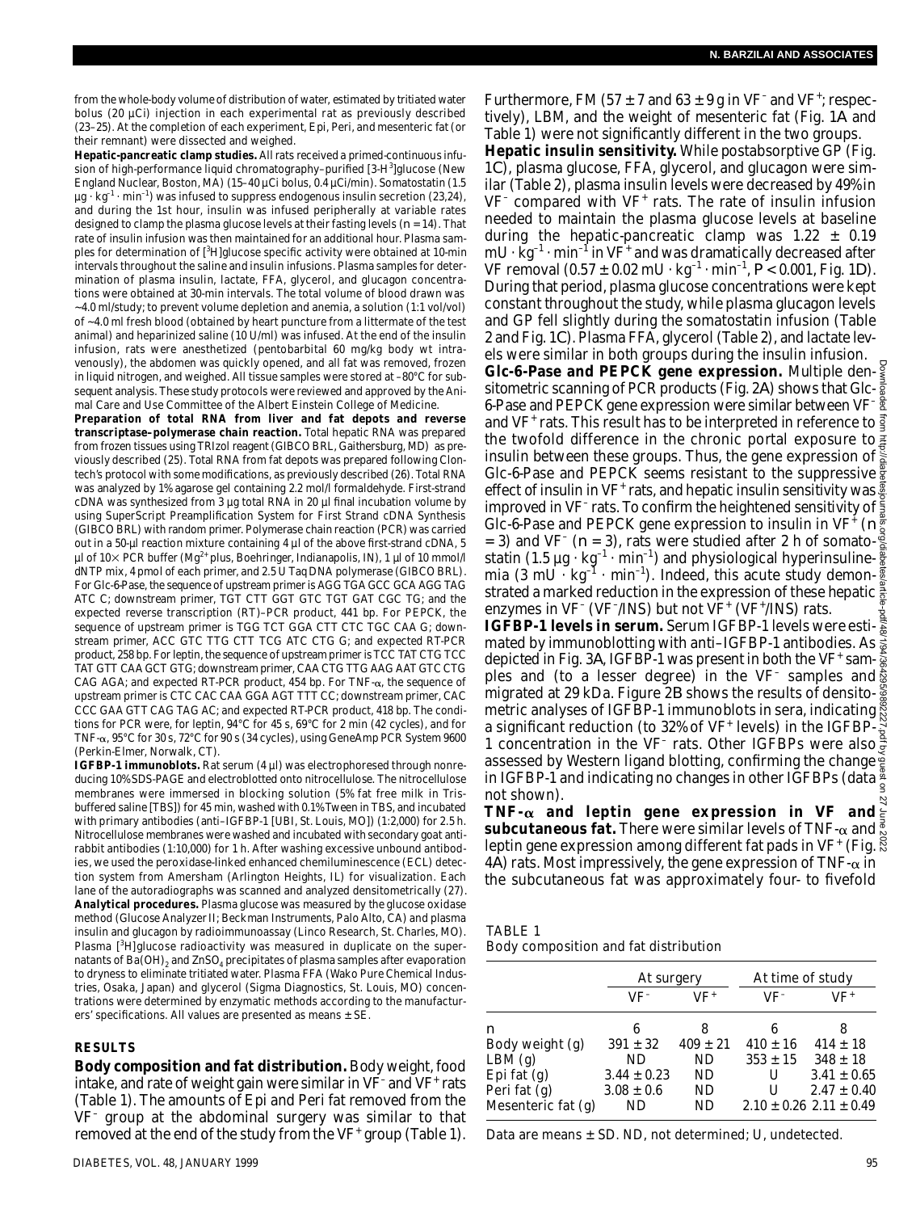from the whole-body volume of distribution of water, estimated by tritiated water bolus (20 µCi) injection in each experimental rat as previously described (23–25). At the completion of each experiment, Epi, Peri, and mesenteric fat (or their remnant) were dissected and weighed.

**Hepatic-pancreatic clamp studies.** All rats received a primed-continuous infusion of high-performance liquid chromatography–purified [3-$^3$H]glucose (New England Nuclear, Boston, MA) (15–40 µCi bolus, 0.4 µCi/min). Somatostatin (1.5 $\mu g \cdot kg^{-1} \cdot min^{-1}$) was infused to suppress endogenous insulin secretion (23,24), and during the 1st hour, insulin was infused peripherally at variable rates designed to clamp the plasma glucose levels at their fasting levels (*n* = 14). That rate of insulin infusion was then maintained for an additional hour. Plasma samples for determination of [$^3$H]glucose specific activity were obtained at 10-min intervals throughout the saline and insulin infusions. Plasma samples for determination of plasma insulin, lactate, FFA, glycerol, and glucagon concentrations were obtained at 30-min intervals. The total volume of blood drawn was ~4.0 ml/study; to prevent volume depletion and anemia, a solution (1:1 vol/vol) of ~4.0 ml fresh blood (obtained by heart puncture from a littermate of the test animal) and heparinized saline (10 U/ml) was infused. At the end of the insulin infusion, rats were anesthetized (pentobarbital 60 mg/kg body wt intravenously), the abdomen was quickly opened, and all fat was removed, frozen in liquid nitrogen, and weighed. All tissue samples were stored at –80°C for subsequent analysis. These study protocols were reviewed and approved by the Animal Care and Use Committee of the Albert Einstein College of Medicine.

**Preparation of total RNA from liver and fat depots and reverse transcriptase–polymerase chain reaction.** Total hepatic RNA was prepared from frozen tissues using TRIzol reagent (GIBCO BRL, Gaithersburg, MD) as previously described (25). Total RNA from fat depots was prepared following Clontech's protocol with some modifications, as previously described (26). Total RNA was analyzed by 1% agarose gel containing 2.2 mol/l formaldehyde. First-strand cDNA was synthesized from 3 µg total RNA in 20 µl final incubation volume by using SuperScript Preamplification System for First Strand cDNA Synthesis (GIBCO BRL) with random primer. Polymerase chain reaction (PCR) was carried out in a 50-µl reaction mixture containing 4 µl of the above first-strand cDNA, 5 µl of 10× PCR buffer ($Mg^{2+}$ plus, Boehringer, Indianapolis, IN), 1 µl of 10 mmol/l dNTP mix, 4 pmol of each primer, and 2.5 U Taq DNA polymerase (GIBCO BRL). For Glc-6-Pase, the sequence of upstream primer is AGG TGA GCC GCA AGG TAG ATC C; downstream primer, TGT CTT GGT GTC TGT GAT CGC TG; and the expected reverse transcription (RT)–PCR product, 441 bp. For PEPCK, the sequence of upstream primer is TGG TCT GGA CTT CTC TGC CAA G; downstream primer, ACC GTC TTG CTT TCG ATC CTG G; and expected RT-PCR product, 258 bp. For leptin, the sequence of upstream primer is TCC TAT CTG TCC TAT GTT CAA GCT GTG; downstream primer, CAA CTG TTG AAG AAT GTC CTG CAG AGA; and expected RT-PCR product, 454 bp. For TNF-α, the sequence of upstream primer is CTC CAC CAA GGA AGT TTT CC; downstream primer, CAC CCC GAA GTT CAG TAG AC; and expected RT-PCR product, 418 bp. The conditions for PCR were, for leptin, 94°C for 45 s, 69°C for 2 min (42 cycles), and for TNF-α, 95°C for 30 s, 72°C for 90 s (34 cycles), using GeneAmp PCR System 9600 (Perkin-Elmer, Norwalk, CT).

**IGFBP-1 immunoblots.** Rat serum (4 µl) was electrophoresed through nonreducing 10% SDS-PAGE and electroblotted onto nitrocellulose. The nitrocellulose membranes were immersed in blocking solution (5% fat free milk in Tris-buffered saline [TBS]) for 45 min, washed with 0.1% Tween in TBS, and incubated with primary antibodies (anti–IGFBP-1 [UBI, St. Louis, MO]) (1:2,000) for 2.5 h. Nitrocellulose membranes were washed and incubated with secondary goat anti-rabbit antibodies (1:10,000) for 1 h. After washing excessive unbound antibodies, we used the peroxidase-linked enhanced chemiluminescence (ECL) detection system from Amersham (Arlington Heights, IL) for visualization. Each lane of the autoradiographs was scanned and analyzed densitometrically (27).

**Analytical procedures.** Plasma glucose was measured by the glucose oxidase method (Glucose Analyzer II; Beckman Instruments, Palo Alto, CA) and plasma insulin and glucagon by radioimmunoassay (Linco Research, St. Charles, MO). Plasma [$^3$H]glucose radioactivity was measured in duplicate on the supernatants of $Ba(OH)_2$ and $ZnSO_4$ precipitates of plasma samples after evaporation to dryness to eliminate tritiated water. Plasma FFA (Wako Pure Chemical Industries, Osaka, Japan) and glycerol (Sigma Diagnostics, St. Louis, MO) concentrations were determined by enzymatic methods according to the manufacturers' specifications. All values are presented as means ± SE.

## RESULTS

**Body composition and fat distribution.** Body weight, food intake, and rate of weight gain were similar in VF$^-$ and VF$^+$ rats (Table 1). The amounts of Epi and Peri fat removed from the VF$^-$ group at the abdominal surgery was similar to that removed at the end of the study from the VF$^+$ group (Table 1). Furthermore, FM (57 ± 7 and 63 ± 9 g in VF$^-$ and VF$^+$; respectively), LBM, and the weight of mesenteric fat (Fig. 1A and Table 1) were not significantly different in the two groups.

**Hepatic insulin sensitivity.** While postabsorptive GP (Fig. 1C), plasma glucose, FFA, glycerol, and glucagon were similar (Table 2), plasma insulin levels were decreased by 49% in VF$^-$ compared with VF$^+$ rats. The rate of insulin infusion needed to maintain the plasma glucose levels at baseline during the hepatic-pancreatic clamp was 1.22 ± 0.19 $mU \cdot kg^{-1} \cdot min^{-1}$ in VF$^+$ and was dramatically decreased after VF removal (0.57 ± 0.02 $mU \cdot kg^{-1} \cdot min^{-1}$, $P < 0.001$, Fig. 1D). During that period, plasma glucose concentrations were kept constant throughout the study, while plasma glucagon levels and GP fell slightly during the somatostatin infusion (Table 2 and Fig. 1C). Plasma FFA, glycerol (Table 2), and lactate levels were similar in both groups during the insulin infusion.

**Glc-6-Pase and PEPCK gene expression.** Multiple densitometric scanning of PCR products (Fig. 2A) shows that Glc-6-Pase and PEPCK gene expression were similar between VF$^-$ and VF$^+$ rats. This result has to be interpreted in reference to the twofold difference in the chronic portal exposure to insulin between these groups. Thus, the gene expression of Glc-6-Pase and PEPCK seems resistant to the suppressive effect of insulin in VF$^+$ rats, and hepatic insulin sensitivity was improved in VF$^-$ rats. To confirm the heightened sensitivity of Glc-6-Pase and PEPCK gene expression to insulin in VF$^+$ (*n* = 3) and VF$^-$ (*n* = 3), rats were studied after 2 h of somatostatin (1.5 $\mu g \cdot kg^{-1} \cdot min^{-1}$) and physiological hyperinsulinemia (3 $mU \cdot kg^{-1} \cdot min^{-1}$). Indeed, this acute study demonstrated a marked reduction in the expression of these hepatic enzymes in VF$^-$ (VF$^-$/INS) but not VF$^+$ (VF$^+$/INS) rats.

**IGFBP-1 levels in serum.** Serum IGFBP-1 levels were estimated by immunoblotting with anti–IGFBP-1 antibodies. As depicted in Fig. 3A, IGFBP-1 was present in both the VF$^+$ samples and (to a lesser degree) in the VF$^-$ samples and migrated at 29 kDa. Figure 2B shows the results of densitometric analyses of IGFBP-1 immunoblots in sera, indicating a significant reduction (to 32% of VF$^+$ levels) in the IGFBP-1 concentration in the VF$^-$ rats. Other IGFBPs were also assessed by Western ligand blotting, confirming the change in IGFBP-1 and indicating no changes in other IGFBPs (data not shown).

**TNF-α and leptin gene expression in VF and subcutaneous fat.** There were similar levels of TNF-α and leptin gene expression among different fat pads in VF$^+$ (Fig. 4A) rats. Most impressively, the gene expression of TNF-α in the subcutaneous fat was approximately four- to fivefold

TABLE 1
Body composition and fat distribution

| | At surgery | | At time of study | |
|---|---|---|---|---|
| | VF$^-$ | VF$^+$ | VF$^-$ | VF$^+$ |
| *n* | 6 | 8 | 6 | 8 |
| Body weight (g) | 391 ± 32 | 409 ± 21 | 410 ± 16 | 414 ± 18 |
| LBM (g) | ND | ND | 353 ± 15 | 348 ± 18 |
| Epi fat (g) | 3.44 ± 0.23 | ND | U | 3.41 ± 0.65 |
| Peri fat (g) | 3.08 ± 0.6 | ND | U | 2.47 ± 0.40 |
| Mesenteric fat (g) | ND | ND | 2.10 ± 0.26 | 2.11 ± 0.49 |

Data are means ± SD. ND, not determined; U, undetected.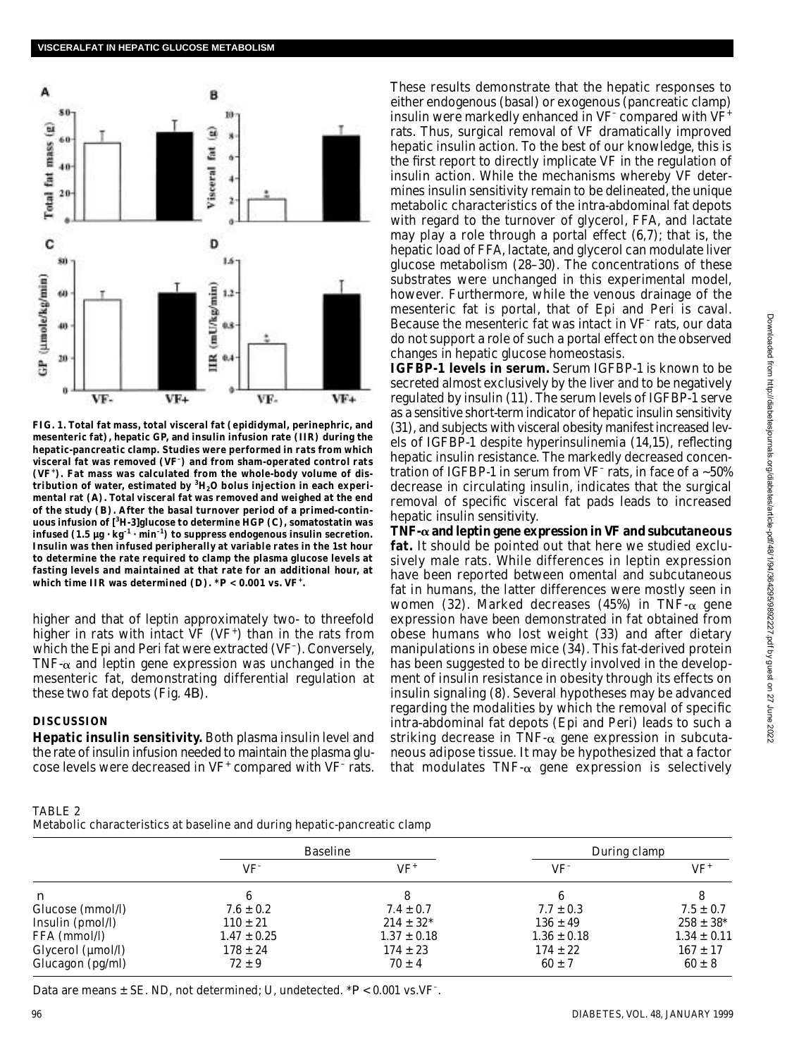**FIG. 1. Total fat mass, total visceral fat (epididymal, perinephric, and mesenteric fat), hepatic GP, and insulin infusion rate (IIR) during the hepatic-pancreatic clamp. Studies were performed in rats from which visceral fat was removed (VF$^-$) and from sham-operated control rats (VF$^+$). Fat mass was calculated from the whole-body volume of distribution of water, estimated by $^3H_2O$ bolus injection in each experimental rat (A). Total visceral fat was removed and weighed at the end of the study (B). After the basal turnover period of a primed-continuous infusion of [$^3$H-3]glucose to determine HGP (C), somatostatin was infused (1.5 µg · kg$^{-1}$ · min$^{-1}$) to suppress endogenous insulin secretion. Insulin was then infused peripherally at variable rates in the 1st hour to determine the rate required to clamp the plasma glucose levels at fasting levels and maintained at that rate for an additional hour, at which time IIR was determined (D). *$P < 0.001$ vs. VF$^+$.**

higher and that of leptin approximately two- to threefold higher in rats with intact VF (VF$^+$) than in the rats from which the Epi and Peri fat were extracted (VF$^-$). Conversely, TNF-α and leptin gene expression was unchanged in the mesenteric fat, demonstrating differential regulation at these two fat depots (Fig. 4B).

## DISCUSSION

**Hepatic insulin sensitivity.** Both plasma insulin level and the rate of insulin infusion needed to maintain the plasma glucose levels were decreased in VF$^+$ compared with VF$^-$ rats. These results demonstrate that the hepatic responses to either endogenous (basal) or exogenous (pancreatic clamp) insulin were markedly enhanced in VF$^-$ compared with VF$^+$ rats. Thus, surgical removal of VF dramatically improved hepatic insulin action. To the best of our knowledge, this is the first report to directly implicate VF in the regulation of insulin action. While the mechanisms whereby VF determines insulin sensitivity remain to be delineated, the unique metabolic characteristics of the intra-abdominal fat depots with regard to the turnover of glycerol, FFA, and lactate may play a role through a portal effect (6,7); that is, the hepatic load of FFA, lactate, and glycerol can modulate liver glucose metabolism (28–30). The concentrations of these substrates were unchanged in this experimental model, however. Furthermore, while the venous drainage of the mesenteric fat is portal, that of Epi and Peri is caval. Because the mesenteric fat was intact in VF$^-$ rats, our data do not support a role of such a portal effect on the observed changes in hepatic glucose homeostasis.

**IGFBP-1 levels in serum.** Serum IGFBP-1 is known to be secreted almost exclusively by the liver and to be negatively regulated by insulin (11). The serum levels of IGFBP-1 serve as a sensitive short-term indicator of hepatic insulin sensitivity (31), and subjects with visceral obesity manifest increased levels of IGFBP-1 despite hyperinsulinemia (14,15), reflecting hepatic insulin resistance. The markedly decreased concentration of IGFBP-1 in serum from VF$^-$ rats, in face of a ~50% decrease in circulating insulin, indicates that the surgical removal of specific visceral fat pads leads to increased hepatic insulin sensitivity.

**TNF-α and leptin gene expression in VF and subcutaneous fat.** It should be pointed out that here we studied exclusively male rats. While differences in leptin expression have been reported between omental and subcutaneous fat in humans, the latter differences were mostly seen in women (32). Marked decreases (45%) in TNF-α gene expression have been demonstrated in fat obtained from obese humans who lost weight (33) and after dietary manipulations in obese mice (34). This fat-derived protein has been suggested to be directly involved in the development of insulin resistance in obesity through its effects on insulin signaling (8). Several hypotheses may be advanced regarding the modalities by which the removal of specific intra-abdominal fat depots (Epi and Peri) leads to such a striking decrease in TNF-α gene expression in subcutaneous adipose tissue. It may be hypothesized that a factor that modulates TNF-α gene expression is selectively

TABLE 2
Metabolic characteristics at baseline and during hepatic-pancreatic clamp

| | Baseline | | During clamp | |
|---|---|---|---|---|
| | VF$^-$ | VF$^+$ | VF$^-$ | VF$^+$ |
| n | 6 | 8 | 6 | 8 |
| Glucose (mmol/l) | 7.6 ± 0.2 | 7.4 ± 0.7 | 7.7 ± 0.3 | 7.5 ± 0.7 |
| Insulin (pmol/l) | 110 ± 21 | 214 ± 32* | 136 ± 49 | 258 ± 38* |
| FFA (mmol/l) | 1.47 ± 0.25 | 1.37 ± 0.18 | 1.36 ± 0.18 | 1.34 ± 0.11 |
| Glycerol (µmol/l) | 178 ± 24 | 174 ± 23 | 174 ± 22 | 167 ± 17 |
| Glucagon (pg/ml) | 72 ± 9 | 70 ± 4 | 60 ± 7 | 60 ± 8 |

Data are means ± SE. ND, not determined; U, undetected. *$P < 0.001$ vs.VF$^-$.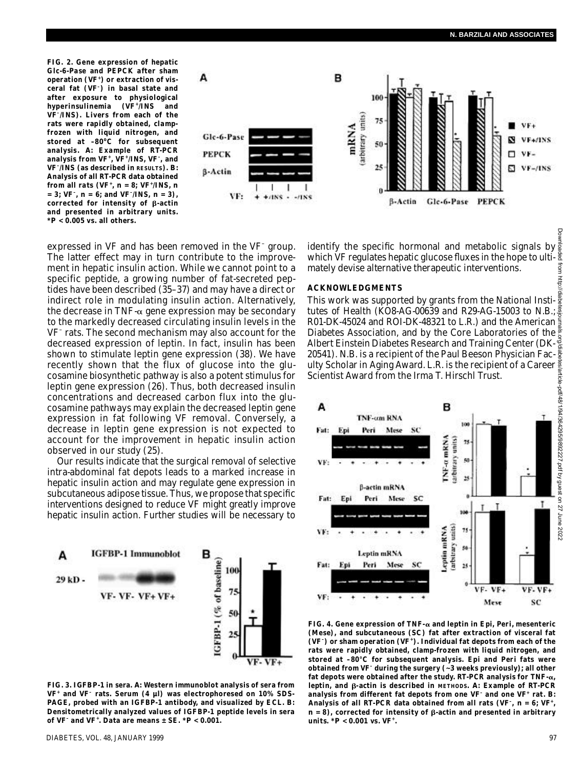**FIG. 2. Gene expression of hepatic Glc-6-Pase and PEPCK after sham operation (VF$^+$) or extraction of visceral fat (VF$^-$) in basal state and after exposure to physiological hyperinsulinemia (VF$^+$/INS and VF$^-$/INS). Livers from each of the rats were rapidly obtained, clamp-frozen with liquid nitrogen, and stored at –80°C for subsequent analysis. A: Example of RT-PCR analysis from VF$^+$, VF$^+$/INS, VF$^-$, and VF$^-$/INS (as described in RESULTS). B: Analysis of all RT-PCR data obtained from all rats (VF$^+$, n = 8; VF$^+$/INS, n = 3; VF$^-$, n = 6; and VF$^-$/INS, n = 3), corrected for intensity of β-actin and presented in arbitrary units. *P < 0.005 vs. all others.**

expressed in VF and has been removed in the VF$^-$ group. The latter effect may in turn contribute to the improvement in hepatic insulin action. While we cannot point to a specific peptide, a growing number of fat-secreted peptides have been described (35–37) and may have a direct or indirect role in modulating insulin action. Alternatively, the decrease in TNF-α gene expression may be secondary to the markedly decreased circulating insulin levels in the VF$^-$ rats. The second mechanism may also account for the decreased expression of leptin. In fact, insulin has been shown to stimulate leptin gene expression (38). We have recently shown that the flux of glucose into the glucosamine biosynthetic pathway is also a potent stimulus for leptin gene expression (26). Thus, both decreased insulin concentrations and decreased carbon flux into the glucosamine pathways may explain the decreased leptin gene expression in fat following VF removal. Conversely, a decrease in leptin gene expression is not expected to account for the improvement in hepatic insulin action observed in our study (25).

Our results indicate that the surgical removal of selective intra-abdominal fat depots leads to a marked increase in hepatic insulin action and may regulate gene expression in subcutaneous adipose tissue. Thus, we propose that specific interventions designed to reduce VF might greatly improve hepatic insulin action. Further studies will be necessary to identify the specific hormonal and metabolic signals by which VF regulates hepatic glucose fluxes in the hope to ultimately devise alternative therapeutic interventions.

## ACKNOWLEDGMENTS

This work was supported by grants from the National Institutes of Health (KO8-AG-00639 and R29-AG-15003 to N.B.; R01-DK-45024 and ROI-DK-48321 to L.R.) and the American Diabetes Association, and by the Core Laboratories of the Albert Einstein Diabetes Research and Training Center (DK-20541). N.B. is a recipient of the Paul Beeson Physician Faculty Scholar in Aging Award. L.R. is the recipient of a Career Scientist Award from the Irma T. Hirschl Trust.

**FIG. 3. IGFBP-1 in sera. A: Western immunoblot analysis of sera from VF$^+$ and VF$^-$ rats. Serum (4 µl) was electrophoresed on 10% SDS-PAGE, probed with an IGFBP-1 antibody, and visualized by ECL. B: Densitometrically analyzed values of IGFBP-1 peptide levels in sera of VF$^-$ and VF$^+$. Data are means ± SE. *P < 0.001.**

**FIG. 4. Gene expression of TNF-α and leptin in Epi, Peri, mesenteric (Mese), and subcutaneous (SC) fat after extraction of visceral fat (VF$^-$) or sham operation (VF$^+$). Individual fat depots from each of the rats were rapidly obtained, clamp-frozen with liquid nitrogen, and stored at –80°C for subsequent analysis. Epi and Peri fats were obtained from VF$^-$ during the surgery (~3 weeks previously); all other fat depots were obtained after the study. RT-PCR analysis for TNF-α, leptin, and β-actin is described in METHODS. A: Example of RT-PCR analysis from different fat depots from one VF$^-$ and one VF$^+$ rat. B: Analysis of all RT-PCR data obtained from all rats (VF$^-$, n = 6; VF$^+$, n = 8), corrected for intensity of β-actin and presented in arbitrary units. *P < 0.001 vs. VF$^+$.**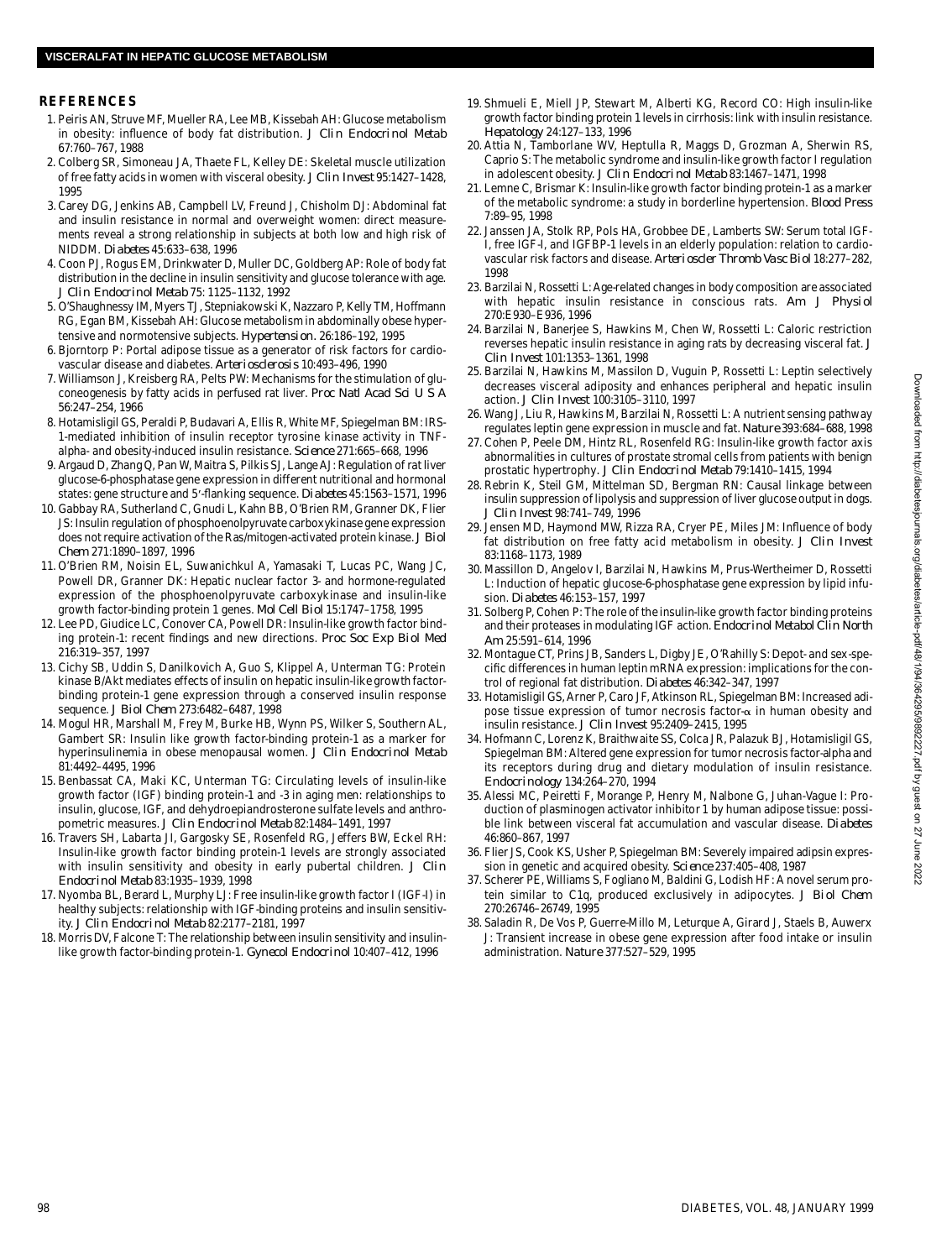## REFERENCES

1. Peiris AN, Struve MF, Mueller RA, Lee MB, Kissebah AH: Glucose metabolism in obesity: influence of body fat distribution. *J Clin Endocrinol Metab* 67:760–767, 1988
2. Colberg SR, Simoneau JA, Thaete FL, Kelley DE: Skeletal muscle utilization of free fatty acids in women with visceral obesity. *J Clin Invest* 95:1427–1428, 1995
3. Carey DG, Jenkins AB, Campbell LV, Freund J, Chisholm DJ: Abdominal fat and insulin resistance in normal and overweight women: direct measurements reveal a strong relationship in subjects at both low and high risk of NIDDM. *Diabetes* 45:633–638, 1996
4. Coon PJ, Rogus EM, Drinkwater D, Muller DC, Goldberg AP: Role of body fat distribution in the decline in insulin sensitivity and glucose tolerance with age. *J Clin Endocrinol Metab* 75: 1125–1132, 1992
5. O'Shaughnessy IM, Myers TJ, Stepniakowski K, Nazzaro P, Kelly TM, Hoffmann RG, Egan BM, Kissebah AH: Glucose metabolism in abdominally obese hypertensive and normotensive subjects. *Hypertension.* 26:186–192, 1995
6. Bjorntorp P: Portal adipose tissue as a generator of risk factors for cardiovascular disease and diabetes. *Arteriosclerosis* 10:493–496, 1990
7. Williamson J, Kreisberg RA, Pelts PW: Mechanisms for the stimulation of gluconeogenesis by fatty acids in perfused rat liver. *Proc Natl Acad Sci U S A* 56:247–254, 1966
8. Hotamisligil GS, Peraldi P, Budavari A, Ellis R, White MF, Spiegelman BM: IRS-1-mediated inhibition of insulin receptor tyrosine kinase activity in TNF-alpha- and obesity-induced insulin resistance. *Science* 271:665–668, 1996
9. Argaud D, Zhang Q, Pan W, Maitra S, Pilkis SJ, Lange AJ: Regulation of rat liver glucose-6-phosphatase gene expression in different nutritional and hormonal states: gene structure and 5′-flanking sequence. *Diabetes* 45:1563–1571, 1996
10. Gabbay RA, Sutherland C, Gnudi L, Kahn BB, O'Brien RM, Granner DK, Flier JS: Insulin regulation of phosphoenolpyruvate carboxykinase gene expression does not require activation of the Ras/mitogen-activated protein kinase. *J Biol Chem* 271:1890–1897, 1996
11. O'Brien RM, Noisin EL, Suwanichkul A, Yamasaki T, Lucas PC, Wang JC, Powell DR, Granner DK: Hepatic nuclear factor 3- and hormone-regulated expression of the phosphoenolpyruvate carboxykinase and insulin-like growth factor-binding protein 1 genes. *Mol Cell Biol* 15:1747–1758, 1995
12. Lee PD, Giudice LC, Conover CA, Powell DR: Insulin-like growth factor binding protein-1: recent findings and new directions. *Proc Soc Exp Biol Med* 216:319–357, 1997
13. Cichy SB, Uddin S, Danilkovich A, Guo S, Klippel A, Unterman TG: Protein kinase B/Akt mediates effects of insulin on hepatic insulin-like growth factor-binding protein-1 gene expression through a conserved insulin response sequence. *J Biol Chem* 273:6482–6487, 1998
14. Mogul HR, Marshall M, Frey M, Burke HB, Wynn PS, Wilker S, Southern AL, Gambert SR: Insulin like growth factor-binding protein-1 as a marker for hyperinsulinemia in obese menopausal women. *J Clin Endocrinol Metab* 81:4492–4495, 1996
15. Benbassat CA, Maki KC, Unterman TG: Circulating levels of insulin-like growth factor (IGF) binding protein-1 and -3 in aging men: relationships to insulin, glucose, IGF, and dehydroepiandrosterone sulfate levels and anthropometric measures. *J Clin Endocrinol Metab* 82:1484–1491, 1997
16. Travers SH, Labarta JI, Gargosky SE, Rosenfeld RG, Jeffers BW, Eckel RH: Insulin-like growth factor binding protein-1 levels are strongly associated with insulin sensitivity and obesity in early pubertal children. *J Clin Endocrinol Metab* 83:1935–1939, 1998
17. Nyomba BL, Berard L, Murphy LJ: Free insulin-like growth factor I (IGF-I) in healthy subjects: relationship with IGF-binding proteins and insulin sensitivity. *J Clin Endocrinol Metab* 82:2177–2181, 1997
18. Morris DV, Falcone T: The relationship between insulin sensitivity and insulin-like growth factor-binding protein-1. *Gynecol Endocrinol* 10:407–412, 1996
19. Shmueli E, Miell JP, Stewart M, Alberti KG, Record CO: High insulin-like growth factor binding protein 1 levels in cirrhosis: link with insulin resistance. *Hepatology* 24:127–133, 1996
20. Attia N, Tamborlane WV, Heptulla R, Maggs D, Grozman A, Sherwin RS, Caprio S: The metabolic syndrome and insulin-like growth factor I regulation in adolescent obesity. *J Clin Endocrinol Metab* 83:1467–1471, 1998
21. Lemne C, Brismar K: Insulin-like growth factor binding protein-1 as a marker of the metabolic syndrome: a study in borderline hypertension. *Blood Press* 7:89–95, 1998
22. Janssen JA, Stolk RP, Pols HA, Grobbee DE, Lamberts SW: Serum total IGF-I, free IGF-I, and IGFBP-1 levels in an elderly population: relation to cardiovascular risk factors and disease. *Arterioscler Thromb Vasc Biol* 18:277–282, 1998
23. Barzilai N, Rossetti L: Age-related changes in body composition are associated with hepatic insulin resistance in conscious rats. *Am J Physiol* 270:E930–E936, 1996
24. Barzilai N, Banerjee S, Hawkins M, Chen W, Rossetti L: Caloric restriction reverses hepatic insulin resistance in aging rats by decreasing visceral fat. *J Clin Invest* 101:1353–1361, 1998
25. Barzilai N, Hawkins M, Massilon D, Vuguin P, Rossetti L: Leptin selectively decreases visceral adiposity and enhances peripheral and hepatic insulin action. *J Clin Invest* 100:3105–3110, 1997
26. Wang J, Liu R, Hawkins M, Barzilai N, Rossetti L: A nutrient sensing pathway regulates leptin gene expression in muscle and fat. *Nature* 393:684–688, 1998
27. Cohen P, Peele DM, Hintz RL, Rosenfeld RG: Insulin-like growth factor axis abnormalities in cultures of prostate stromal cells from patients with benign prostatic hypertrophy. *J Clin Endocrinol Metab* 79:1410–1415, 1994
28. Rebrin K, Steil GM, Mittelman SD, Bergman RN: Causal linkage between insulin suppression of lipolysis and suppression of liver glucose output in dogs. *J Clin Invest* 98:741–749, 1996
29. Jensen MD, Haymond MW, Rizza RA, Cryer PE, Miles JM: Influence of body fat distribution on free fatty acid metabolism in obesity. *J Clin Invest* 83:1168–1173, 1989
30. Massillon D, Angelov I, Barzilai N, Hawkins M, Prus-Wertheimer D, Rossetti L: Induction of hepatic glucose-6-phosphatase gene expression by lipid infusion. *Diabetes* 46:153–157, 1997
31. Solberg P, Cohen P: The role of the insulin-like growth factor binding proteins and their proteases in modulating IGF action. *Endocrinol Metabol Clin North Am* 25:591–614, 1996
32. Montague CT, Prins JB, Sanders L, Digby JE, O'Rahilly S: Depot- and sex-specific differences in human leptin mRNA expression: implications for the control of regional fat distribution. *Diabetes* 46:342–347, 1997
33. Hotamisligil GS, Arner P, Caro JF, Atkinson RL, Spiegelman BM: Increased adipose tissue expression of tumor necrosis factor-$\alpha$ in human obesity and insulin resistance. *J Clin Invest* 95:2409–2415, 1995
34. Hofmann C, Lorenz K, Braithwaite SS, Colca JR, Palazuk BJ, Hotamisligil GS, Spiegelman BM: Altered gene expression for tumor necrosis factor-alpha and its receptors during drug and dietary modulation of insulin resistance. *Endocrinology* 134:264–270, 1994
35. Alessi MC, Peiretti F, Morange P, Henry M, Nalbone G, Juhan-Vague I: Production of plasminogen activator inhibitor 1 by human adipose tissue: possible link between visceral fat accumulation and vascular disease. *Diabetes* 46:860–867, 1997
36. Flier JS, Cook KS, Usher P, Spiegelman BM: Severely impaired adipsin expression in genetic and acquired obesity. *Science* 237:405–408, 1987
37. Scherer PE, Williams S, Fogliano M, Baldini G, Lodish HF: A novel serum protein similar to C1q, produced exclusively in adipocytes. *J Biol Chem* 270:26746–26749, 1995
38. Saladin R, De Vos P, Guerre-Millo M, Leturque A, Girard J, Staels B, Auwerx J: Transient increase in obese gene expression after food intake or insulin administration. *Nature* 377:527–529, 1995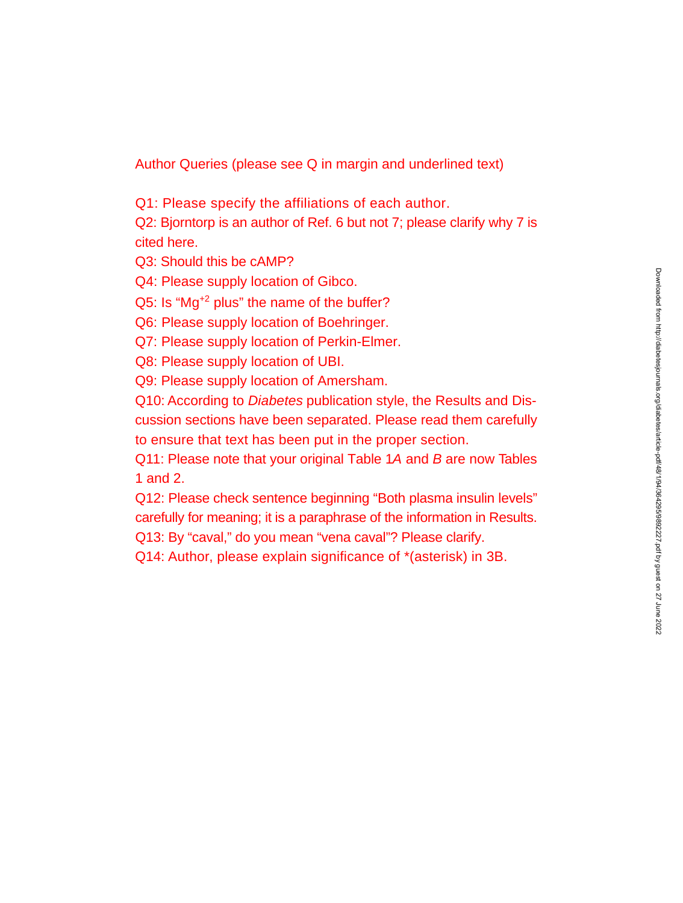Author Queries (please see Q in margin and underlined text)

Q1: Please specify the affiliations of each author.
Q2: Bjorntorp is an author of Ref. 6 but not 7; please clarify why 7 is cited here.
Q3: Should this be cAMP?
Q4: Please supply location of Gibco.
Q5: Is “$Mg^{+2}$ plus” the name of the buffer?
Q6: Please supply location of Boehringer.
Q7: Please supply location of Perkin-Elmer.
Q8: Please supply location of UBI.
Q9: Please supply location of Amersham.
Q10: According to *Diabetes* publication style, the Results and Discussion sections have been separated. Please read them carefully to ensure that text has been put in the proper section.
Q11: Please note that your original Table 1*A* and *B* are now Tables 1 and 2.
Q12: Please check sentence beginning “Both plasma insulin levels” carefully for meaning; it is a paraphrase of the information in Results.
Q13: By “caval,” do you mean “vena caval”? Please clarify.
Q14: Author, please explain significance of *(asterisk) in 3B.